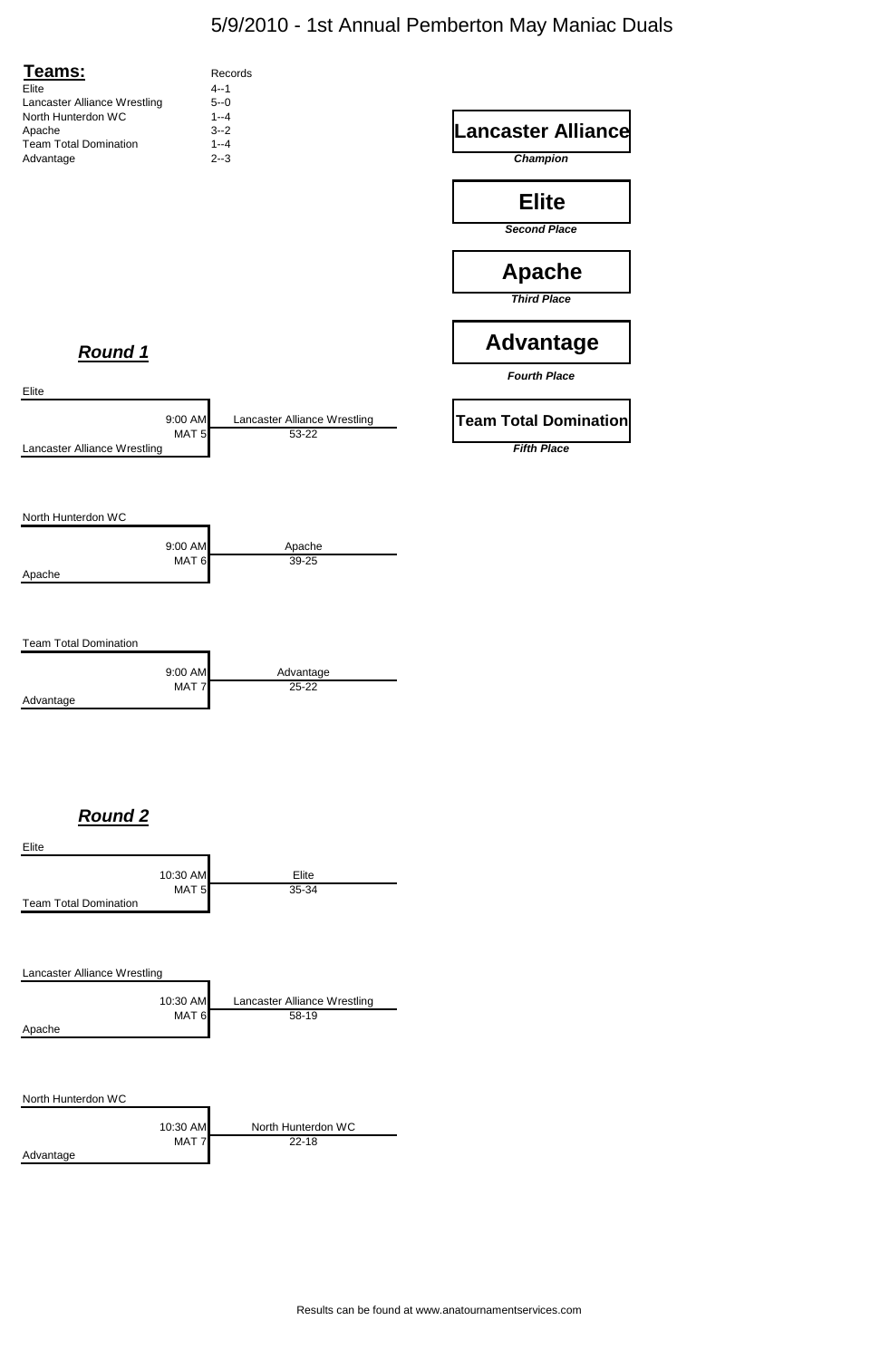# 5/9/2010 - 1st Annual Pemberton May Maniac Duals

| **Teams:** | Records |
|---|---|
| Elite | 4--1 |
| Lancaster Alliance Wrestling | 5--0 |
| North Hunterdon WC | 1--4 |
| Apache | 3--2 |
| Team Total Domination | 1--4 |
| Advantage | 2--3 |

**Lancaster Alliance**
***Champion***

**Elite**
***Second Place***

**Apache**
***Third Place***

**Advantage**
***Fourth Place***

**Team Total Domination**
***Fifth Place***

## ***Round 1***

| Team 1 | Team 2 | Time | Mat | Winner | Score |
|---|---|---|---|---|---|
| Elite | Lancaster Alliance Wrestling | 9:00 AM | MAT 5 | Lancaster Alliance Wrestling | 53-22 |
| North Hunterdon WC | Apache | 9:00 AM | MAT 6 | Apache | 39-25 |
| Team Total Domination | Advantage | 9:00 AM | MAT 7 | Advantage | 25-22 |

## ***Round 2***

| Team 1 | Team 2 | Time | Mat | Winner | Score |
|---|---|---|---|---|---|
| Elite | Team Total Domination | 10:30 AM | MAT 5 | Elite | 35-34 |
| Lancaster Alliance Wrestling | Apache | 10:30 AM | MAT 6 | Lancaster Alliance Wrestling | 58-19 |
| North Hunterdon WC | Advantage | 10:30 AM | MAT 7 | North Hunterdon WC | 22-18 |

Results can be found at www.anatournamentservices.com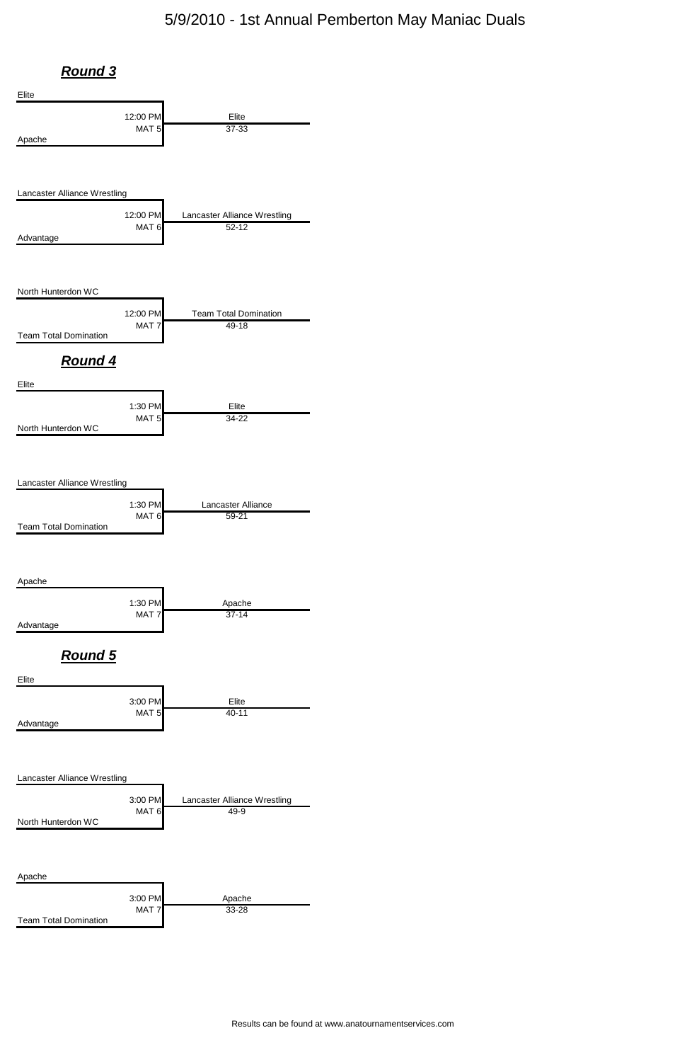# 5/9/2010 - 1st Annual Pemberton May Maniac Duals

## ***Round 3***

| Team 1 | Team 2 | Time | Mat | Winner | Score |
|---|---|---|---|---|---|
| Elite | Apache | 12:00 PM | MAT 5 | Elite | 37-33 |
| Lancaster Alliance Wrestling | Advantage | 12:00 PM | MAT 6 | Lancaster Alliance Wrestling | 52-12 |
| North Hunterdon WC | Team Total Domination | 12:00 PM | MAT 7 | Team Total Domination | 49-18 |

## ***Round 4***

| Team 1 | Team 2 | Time | Mat | Winner | Score |
|---|---|---|---|---|---|
| Elite | North Hunterdon WC | 1:30 PM | MAT 5 | Elite | 34-22 |
| Lancaster Alliance Wrestling | Team Total Domination | 1:30 PM | MAT 6 | Lancaster Alliance | 59-21 |
| Apache | Advantage | 1:30 PM | MAT 7 | Apache | 37-14 |

## ***Round 5***

| Team 1 | Team 2 | Time | Mat | Winner | Score |
|---|---|---|---|---|---|
| Elite | Advantage | 3:00 PM | MAT 5 | Elite | 40-11 |
| Lancaster Alliance Wrestling | North Hunterdon WC | 3:00 PM | MAT 6 | Lancaster Alliance Wrestling | 49-9 |
| Apache | Team Total Domination | 3:00 PM | MAT 7 | Apache | 33-28 |

Results can be found at www.anatournamentservices.com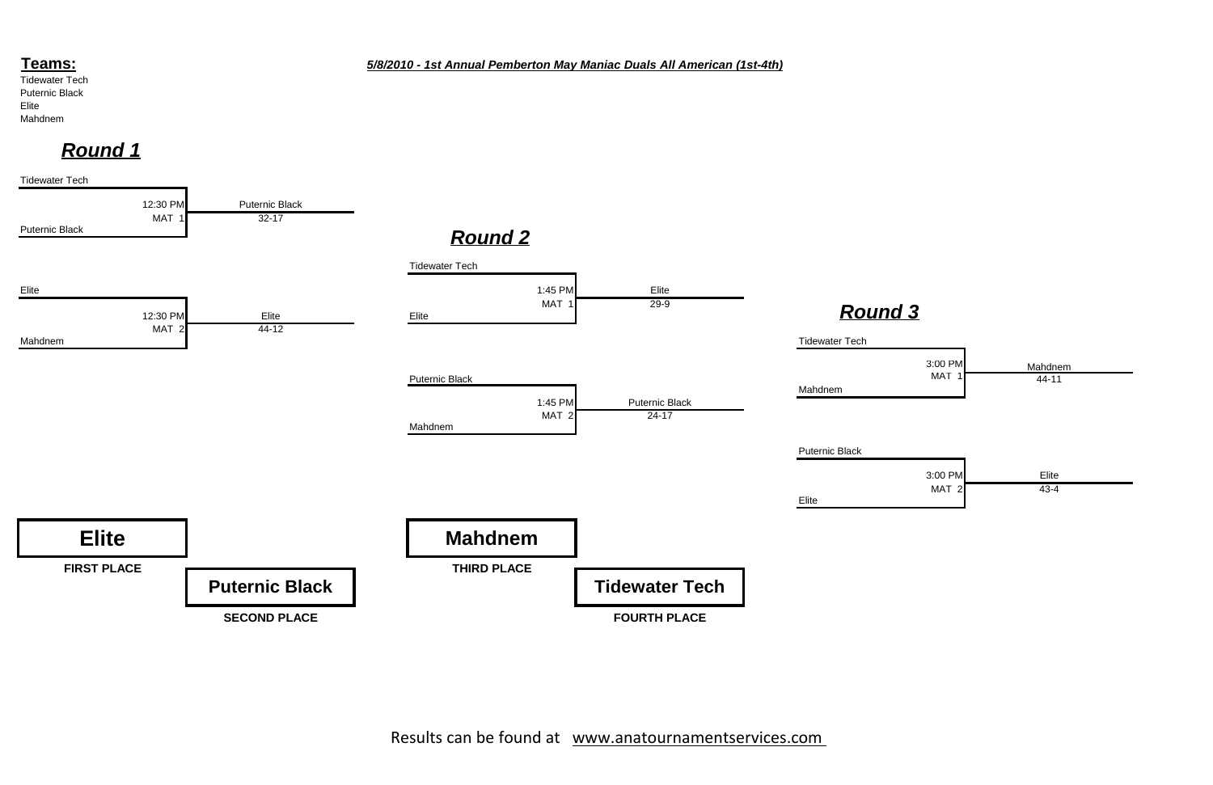**Teams:**

Tidewater Tech
Puternic Black
Elite
Mahdnem

***5/8/2010 - 1st Annual Pemberton May Maniac Duals All American (1st-4th)***

## ***Round 1***

| Matchup | Time | Mat | Winner | Score |
|---|---|---|---|---|
| Tidewater Tech vs. Puternic Black | 12:30 PM | MAT 1 | Puternic Black | 32-17 |
| Elite vs. Mahdnem | 12:30 PM | MAT 2 | Elite | 44-12 |

## ***Round 2***

| Matchup | Time | Mat | Winner | Score |
|---|---|---|---|---|
| Tidewater Tech vs. Elite | 1:45 PM | MAT 1 | Elite | 29-9 |
| Puternic Black vs. Mahdnem | 1:45 PM | MAT 2 | Puternic Black | 24-17 |

## ***Round 3***

| Matchup | Time | Mat | Winner | Score |
|---|---|---|---|---|
| Tidewater Tech vs. Mahdnem | 3:00 PM | MAT 1 | Mahdnem | 44-11 |
| Puternic Black vs. Elite | 3:00 PM | MAT 2 | Elite | 43-4 |

**Elite** — **FIRST PLACE**

**Puternic Black** — **SECOND PLACE**

**Mahdnem** — **THIRD PLACE**

**Tidewater Tech** — **FOURTH PLACE**

Results can be found at www.anatournamentservices.com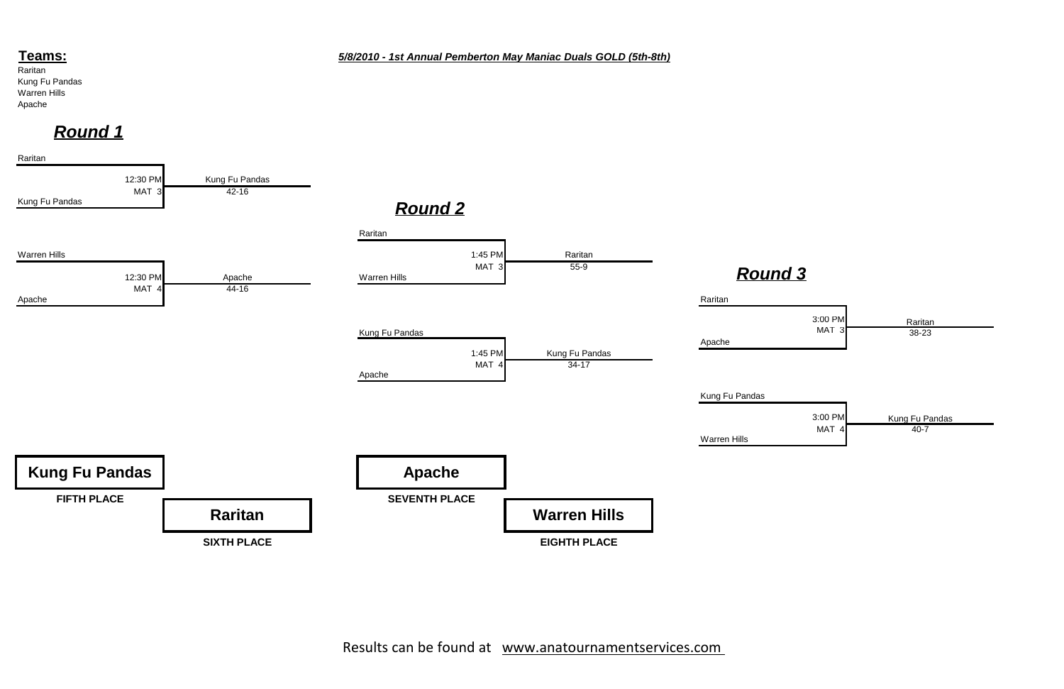**Teams:**

Raritan
Kung Fu Pandas
Warren Hills
Apache

***5/8/2010 - 1st Annual Pemberton May Maniac Duals GOLD (5th-8th)***

## ***Round 1***

| Match | Time | Mat | Winner | Score |
|---|---|---|---|---|
| Raritan vs Kung Fu Pandas | 12:30 PM | MAT 3 | Kung Fu Pandas | 42-16 |
| Warren Hills vs Apache | 12:30 PM | MAT 4 | Apache | 44-16 |

## ***Round 2***

| Match | Time | Mat | Winner | Score |
|---|---|---|---|---|
| Raritan vs Warren Hills | 1:45 PM | MAT 3 | Raritan | 55-9 |
| Kung Fu Pandas vs Apache | 1:45 PM | MAT 4 | Kung Fu Pandas | 34-17 |

## ***Round 3***

| Match | Time | Mat | Winner | Score |
|---|---|---|---|---|
| Raritan vs Apache | 3:00 PM | MAT 3 | Raritan | 38-23 |
| Kung Fu Pandas vs Warren Hills | 3:00 PM | MAT 4 | Kung Fu Pandas | 40-7 |

**Kung Fu Pandas**
**FIFTH PLACE**

**Raritan**
**SIXTH PLACE**

**Apache**
**SEVENTH PLACE**

**Warren Hills**
**EIGHTH PLACE**

Results can be found at www.anatournamentservices.com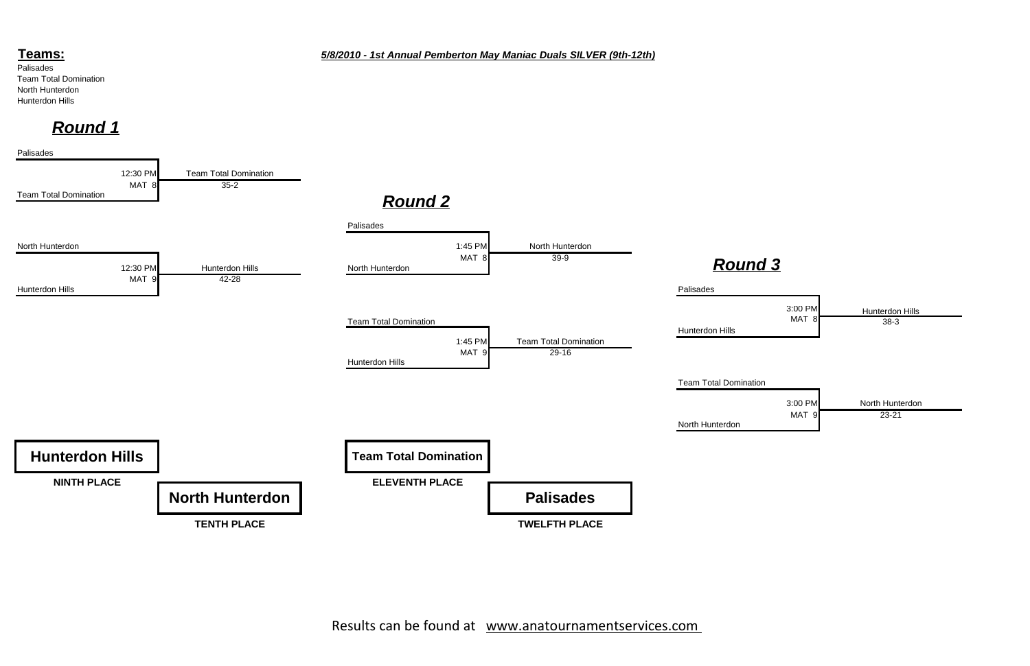**Teams:**

Palisades
Team Total Domination
North Hunterdon
Hunterdon Hills

***5/8/2010 - 1st Annual Pemberton May Maniac Duals SILVER (9th-12th)***

## ***Round 1***

| Match | Time | Mat | Winner | Score |
|---|---|---|---|---|
| Palisades vs. Team Total Domination | 12:30 PM | MAT 8 | Team Total Domination | 35-2 |
| North Hunterdon vs. Hunterdon Hills | 12:30 PM | MAT 9 | Hunterdon Hills | 42-28 |

## ***Round 2***

| Match | Time | Mat | Winner | Score |
|---|---|---|---|---|
| Palisades vs. North Hunterdon | 1:45 PM | MAT 8 | North Hunterdon | 39-9 |
| Team Total Domination vs. Hunterdon Hills | 1:45 PM | MAT 9 | Team Total Domination | 29-16 |

## ***Round 3***

| Match | Time | Mat | Winner | Score |
|---|---|---|---|---|
| Palisades vs. Hunterdon Hills | 3:00 PM | MAT 8 | Hunterdon Hills | 38-3 |
| Team Total Domination vs. North Hunterdon | 3:00 PM | MAT 9 | North Hunterdon | 23-21 |

**Hunterdon Hills**

**NINTH PLACE**

**North Hunterdon**

**TENTH PLACE**

**Team Total Domination**

**ELEVENTH PLACE**

**Palisades**

**TWELFTH PLACE**

Results can be found at www.anatournamentservices.com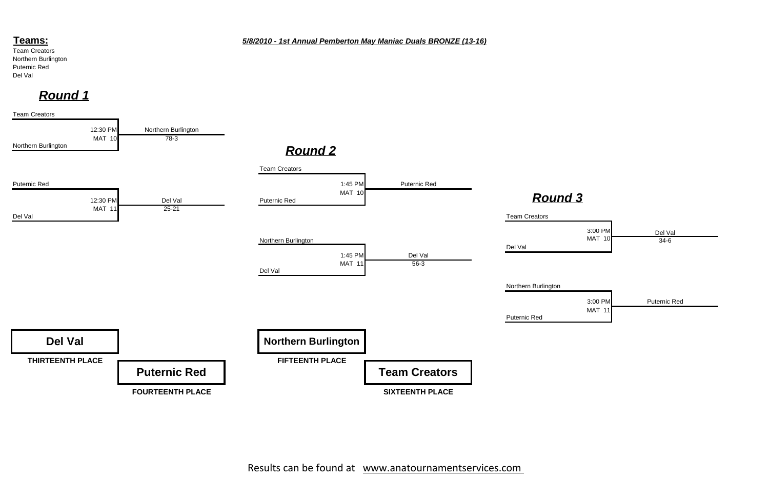**Teams:**

Team Creators
Northern Burlington
Puternic Red
Del Val

***5/8/2010 - 1st Annual Pemberton May Maniac Duals BRONZE (13-16)***

## ***Round 1***

| Match | Time | Mat | Winner | Score |
|---|---|---|---|---|
| Team Creators vs. Northern Burlington | 12:30 PM | MAT 10 | Northern Burlington | 78-3 |
| Puternic Red vs. Del Val | 12:30 PM | MAT 11 | Del Val | 25-21 |

## ***Round 2***

| Match | Time | Mat | Winner | Score |
|---|---|---|---|---|
| Team Creators vs. Puternic Red | 1:45 PM | MAT 10 | Puternic Red | |
| Northern Burlington vs. Del Val | 1:45 PM | MAT 11 | Del Val | 56-3 |

## ***Round 3***

| Match | Time | Mat | Winner | Score |
|---|---|---|---|---|
| Team Creators vs. Del Val | 3:00 PM | MAT 10 | Del Val | 34-6 |
| Northern Burlington vs. Puternic Red | 3:00 PM | MAT 11 | Puternic Red | |

**Del Val** — THIRTEENTH PLACE

**Puternic Red** — FOURTEENTH PLACE

**Northern Burlington** — FIFTEENTH PLACE

**Team Creators** — SIXTEENTH PLACE

Results can be found at www.anatournamentservices.com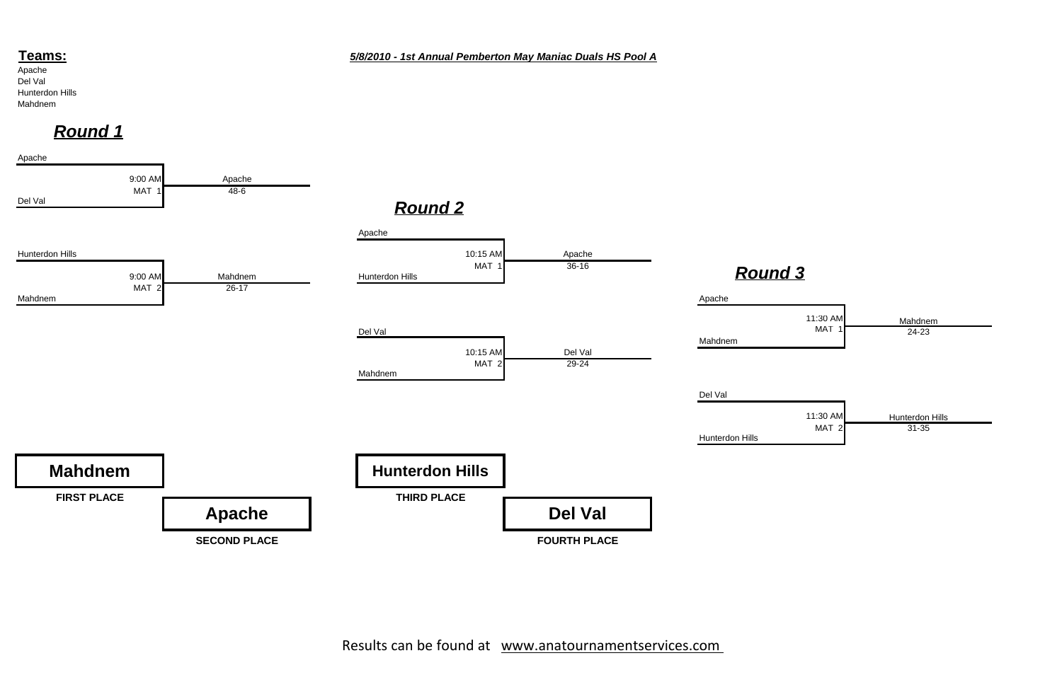**Teams:**

Apache
Del Val
Hunterdon Hills
Mahdnem

***5/8/2010 - 1st Annual Pemberton May Maniac Duals HS Pool A***

## ***Round 1***

| Match | Time | Mat | Winner | Score |
|---|---|---|---|---|
| Apache vs. Del Val | 9:00 AM | MAT 1 | Apache | 48-6 |
| Hunterdon Hills vs. Mahdnem | 9:00 AM | MAT 2 | Mahdnem | 26-17 |

## ***Round 2***

| Match | Time | Mat | Winner | Score |
|---|---|---|---|---|
| Apache vs. Hunterdon Hills | 10:15 AM | MAT 1 | Apache | 36-16 |
| Del Val vs. Mahdnem | 10:15 AM | MAT 2 | Del Val | 29-24 |

## ***Round 3***

| Match | Time | Mat | Winner | Score |
|---|---|---|---|---|
| Apache vs. Mahdnem | 11:30 AM | MAT 1 | Mahdnem | 24-23 |
| Del Val vs. Hunterdon Hills | 11:30 AM | MAT 2 | Hunterdon Hills | 31-35 |

**Mahdnem**
**FIRST PLACE**

**Apache**
**SECOND PLACE**

**Hunterdon Hills**
**THIRD PLACE**

**Del Val**
**FOURTH PLACE**

Results can be found at www.anatournamentservices.com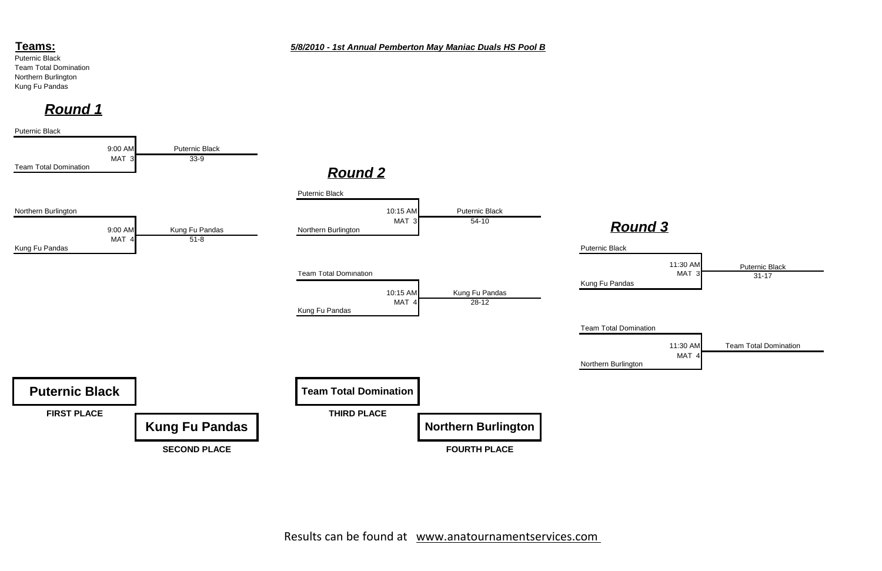**Teams:**

Puternic Black
Team Total Domination
Northern Burlington
Kung Fu Pandas

***5/8/2010 - 1st Annual Pemberton May Maniac Duals HS Pool B***

## ***Round 1***

| Match | Time | Mat | Winner | Score |
|---|---|---|---|---|
| Puternic Black vs. Team Total Domination | 9:00 AM | MAT 3 | Puternic Black | 33-9 |
| Northern Burlington vs. Kung Fu Pandas | 9:00 AM | MAT 4 | Kung Fu Pandas | 51-8 |

## ***Round 2***

| Match | Time | Mat | Winner | Score |
|---|---|---|---|---|
| Puternic Black vs. Northern Burlington | 10:15 AM | MAT 3 | Puternic Black | 54-10 |
| Team Total Domination vs. Kung Fu Pandas | 10:15 AM | MAT 4 | Kung Fu Pandas | 28-12 |

## ***Round 3***

| Match | Time | Mat | Winner | Score |
|---|---|---|---|---|
| Puternic Black vs. Kung Fu Pandas | 11:30 AM | MAT 3 | Puternic Black | 31-17 |
| Team Total Domination vs. Northern Burlington | 11:30 AM | MAT 4 | Team Total Domination | |

**Puternic Black**
**FIRST PLACE**

**Kung Fu Pandas**
**SECOND PLACE**

**Team Total Domination**
**THIRD PLACE**

**Northern Burlington**
**FOURTH PLACE**

Results can be found at www.anatournamentservices.com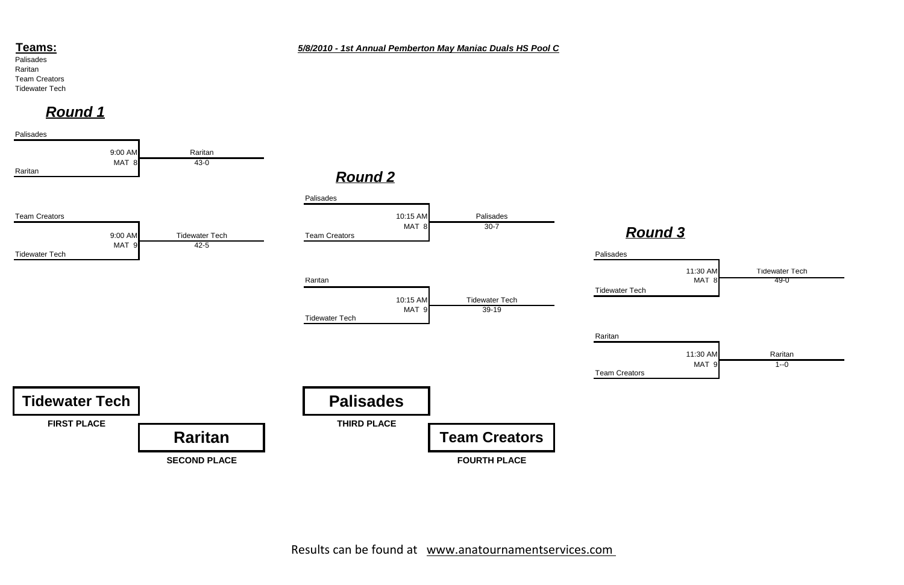**Teams:**

Palisades
Raritan
Team Creators
Tidewater Tech

***5/8/2010 - 1st Annual Pemberton May Maniac Duals HS Pool C***

## ***Round 1***

| Match | Time | Mat | Winner | Score |
|---|---|---|---|---|
| Palisades vs. Raritan | 9:00 AM | MAT 8 | Raritan | 43-0 |
| Team Creators vs. Tidewater Tech | 9:00 AM | MAT 9 | Tidewater Tech | 42-5 |

## ***Round 2***

| Match | Time | Mat | Winner | Score |
|---|---|---|---|---|
| Palisades vs. Team Creators | 10:15 AM | MAT 8 | Palisades | 30-7 |
| Raritan vs. Tidewater Tech | 10:15 AM | MAT 9 | Tidewater Tech | 39-19 |

## ***Round 3***

| Match | Time | Mat | Winner | Score |
|---|---|---|---|---|
| Palisades vs. Tidewater Tech | 11:30 AM | MAT 8 | Tidewater Tech | 49-0 |
| Raritan vs. Team Creators | 11:30 AM | MAT 9 | Raritan | 1--0 |

**Tidewater Tech** – **FIRST PLACE**

**Raritan** – **SECOND PLACE**

**Palisades** – **THIRD PLACE**

**Team Creators** – **FOURTH PLACE**

Results can be found at www.anatournamentservices.com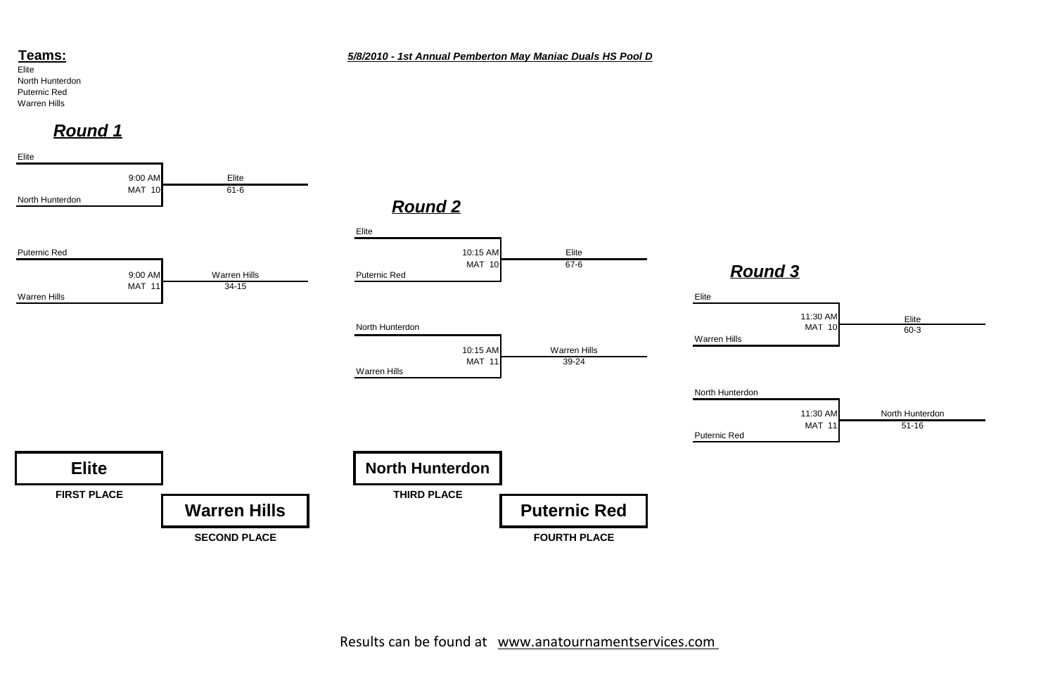**Teams:**

Elite
North Hunterdon
Puternic Red
Warren Hills

***5/8/2010 - 1st Annual Pemberton May Maniac Duals HS Pool D***

## ***Round 1***

Elite
9:00 AM
MAT 10
North Hunterdon
Elite
61-6

Puternic Red
9:00 AM
MAT 11
Warren Hills
Warren Hills
34-15

## ***Round 2***

Elite
10:15 AM
MAT 10
Puternic Red
Elite
67-6

North Hunterdon
10:15 AM
MAT 11
Warren Hills
Warren Hills
39-24

## ***Round 3***

Elite
11:30 AM
MAT 10
Warren Hills
Elite
60-3

North Hunterdon
11:30 AM
MAT 11
Puternic Red
North Hunterdon
51-16

**Elite**
**FIRST PLACE**

**Warren Hills**
**SECOND PLACE**

**North Hunterdon**
**THIRD PLACE**

**Puternic Red**
**FOURTH PLACE**

Results can be found at www.anatournamentservices.com